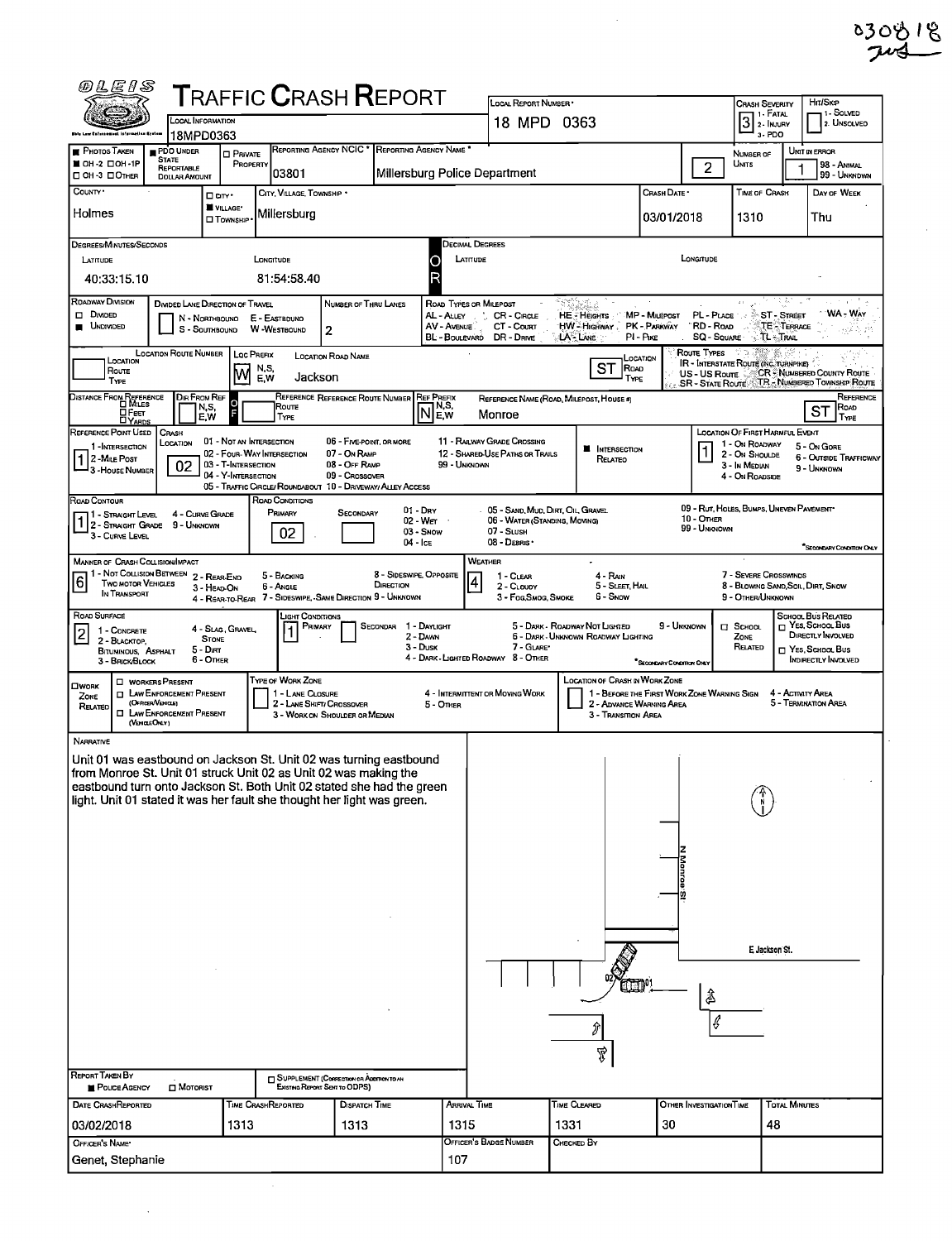030818

# TRAFFIC CRASH REPORT

**LOCAL INFORMATION:** 18MPD0363

**LOCAL REPORT NUMBER:** 18 MPD 0363

**CRASH SEVERITY:** 3 (1 - Fatal, 2 - Injury, 3 - PDO)

**HIT/SKIP:** (1 - Solved, 2 - Unsolved)

| Field | Value |
|---|---|
| Photos Taken | OH-2 |
| PDO Under State Reportable Dollar Amount | Checked |
| Reporting Agency NCIC | 03801 |
| Reporting Agency Name | Millersburg Police Department |
| Number of Units | 2 |
| Unit in Error | 1 |
| County | Holmes |
| City, Village, Township | Village – Millersburg |
| Crash Date | 03/01/2018 |
| Time of Crash | 1310 |
| Day of Week | Thu |

**DEGREES/MINUTES/SECONDS**

| Latitude | Longitude |
|---|---|
| 40:33:15.10 | 81:54:58.40 |

| Field | Value |
|---|---|
| Roadway Division | Undivided |
| Number of Thru Lanes | 2 |
| Location Route Prefix | W |
| Location Road Name | Jackson |
| Location Road Type | ST |
| Reference Prefix | N |
| Reference Name | Monroe |
| Reference Road Type | ST |
| Reference Point Used | 1 |
| Crash Location | 02 |
| Intersection Related | Checked |
| Location of First Harmful Event | 1 |
| Road Contour | 1 |
| Road Conditions (Primary) | 02 |
| Manner of Crash Collision/Impact | 6 |
| Weather | 4 |
| Road Surface | 2 |
| Light Conditions (Primary) | 1 |

**NARRATIVE**

Unit 01 was eastbound on Jackson St. Unit 02 was turning eastbound from Monroe St. Unit 01 struck Unit 02 as Unit 02 was making the eastbound turn onto Jackson St. Both Unit 02 stated she had the green light. Unit 01 stated it was her fault she thought her light was green.

Diagram labels: N Monroe St; E Jackson St.; 01; 02

**REPORT TAKEN BY:** Police Agency

| Date Crash Reported | Time Crash Reported | Dispatch Time | Arrival Time | Time Cleared | Other Investigation Time | Total Minutes |
|---|---|---|---|---|---|---|
| 03/02/2018 | 1313 | 1313 | 1315 | 1331 | 30 | 48 |

| Officer's Name | Officer's Badge Number | Checked By |
|---|---|---|
| Genet, Stephanie | 107 | |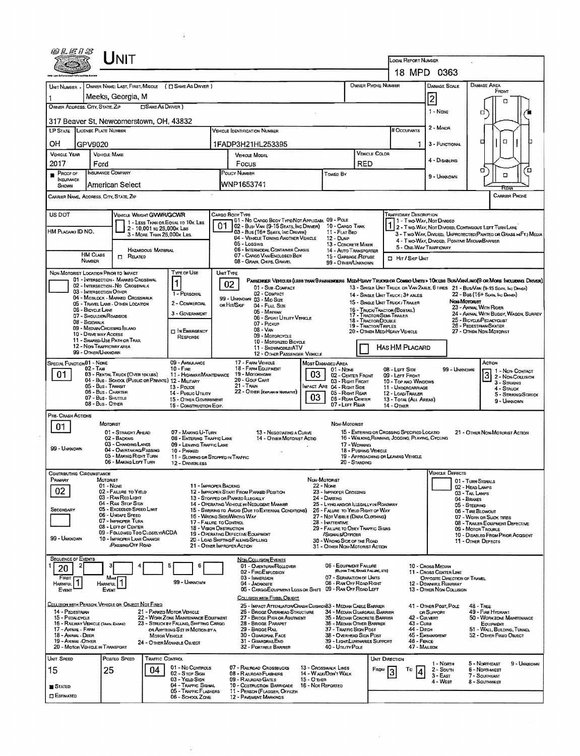# UNIT

**Local Report Number:** 18 MPD 0363

| Field | Value |
|---|---|
| Unit Number | 1 |
| Owner Name: Last, First, Middle | Meeks, Georgia, M |
| Owner Phone Number | |
| Damage Scale | 2 |
| Owner Address: City, State, Zip | 317 Beaver St, Newcomerstown, OH, 43832 |
| LP State | OH |
| License Plate Number | GPV9020 |
| Vehicle Identification Number | 1FADP3H21HL253395 |
| # Occupants | 1 |
| Vehicle Year | 2017 |
| Vehicle Make | Ford |
| Vehicle Model | Focus |
| Vehicle Color | RED |
| Proof of Insurance Shown | ■ |
| Insurance Company | American Select |
| Policy Number | WNP1653741 |
| Towed By | |
| Carrier Name, Address, City, State, Zip | |
| Carrier Phone | |

Damage Scale: 1 - None; 2 - Minor; 3 - Functional; 4 - Disabling; 9 - Unknown

Damage Area: Front / Rear

| Field | Value |
|---|---|
| US DOT | |
| Vehicle Weight GVWR/GCWR | |
| Cargo Body Type | 01 |
| Trafficway Description | 1 |
| HM Placard ID No. | |
| HM Class Number | |
| Hazardous Material – Related | ☐ |
| Hit / Skip Unit | ☐ |

Vehicle Weight GVWR/GCWR: 1 - Less Than or Equal to 10k Lbs; 2 - 10,001 to 26,000k Lbs; 3 - More Than 26,000k Lbs.

Cargo Body Type: 01 - No Cargo Body Type/Not Applicabl; 02 - Bus/Van (9-15 Seats, Inc Driver); 03 - Bus (16+ Seats, Inc Driver); 04 - Vehicle Towing Another Vehicle; 05 - Logging; 06 - Intermodal Container Chasis; 07 - Cargo Van/Enclosed Box; 08 - Grain, Chips, Gravel; 09 - Pole; 10 - Cargo Tank; 11 - Flat Bed; 12 - Dump; 13 - Concrete Mixer; 14 - Auto Transporter; 15 - Garbage/Refuse; 99 - Other/Unknown

Trafficway Description: 1 - Two-Way, Not Divided; 2 - Two-Way, Not Divided, Continuous Left Turn Lane; 3 - Two-Way, Divided, Unprotected (Painted or Grass >4Ft.) Media; 4 - Two-Way, Divided, Positive Median Barrier; 5 - One-Way Trafficway

| Field | Value |
|---|---|
| Non-Motorist Location Prior to Impact | |
| Type of Use | 1 |
| Unit Type | 02 |
| Has HM Placard | ☐ |

Non-Motorist Location Prior to Impact: 01 - Intersection - Marked Crosswal; 02 - Intersection - No Crosswalk; 03 - Intersection Other; 04 - Midblock - Marked Crosswalk; 05 - Travel Lane - Other Location; 06 - Bicycle Lane; 07 - Shoulder/Roadside; 08 - Sidewalk; 09 - Median/Crossing Island; 10 - Drive way Access; 11 - Shared-Use Path or Trail; 12 - Non-Trafficway Area; 99 - Other/Unknown

Type of Use: 1 - Personal; 2 - Commercial; 3 - Government; In Emergency Response

Unit Type: Passenger Vehicles (less than 9 passengers): 01 - Sub-Compact; 02 - Compact; 99 - Unknown 03 - Mid Size; or Hit/Skip 04 - Full Size; 05 - Minivan; 06 - Sport Utility Vehicle; 07 - Pickup; 08 - Van; 09 - Motorcycle; 10 - Motorized Bicycle; 11 - Snowmobile/ATV; 12 - Other Passenger Vehicle. Med/Heavy Trucks or Combo Units > 10k lbs Bus/Van/Limo (9 or More Including Driver): 13 - Single Unit Truck or Van 2axle, 6 Tires; 14 - Single Unit Truck: 3+ Axles; 15 - Single Unit Truck / Trailer; 16 - Truck/Tractor (Bobtail); 17 - Tractor/Semi-Trailer; 18 - Tractor/Double; 19 - Tractor/Triples; 20 - Other Med/Heavy Vehicle; 21 - Bus/Van (9-15 Seats, Inc Driver); 22 - Bus (16+ Seats, Inc Driver). Non-Motorist: 23 - Animal With Rider; 24 - Animal With Buggy, Wagon, Surrey; 25 - Bicycle/Pedacyclist; 26 - Pedestrian/Skater; 27 - Other Non-Motorist

| Field | Value |
|---|---|
| Special Function | 01 |
| Most Damaged Area | 03 |
| Impact Area | 03 |
| Action | 3 |

Special Function: 01 - None; 02 - Taxi; 03 - Rental Truck (Over 10k lbs); 04 - Bus - School (Public or Private); 05 - Bus - Transit; 06 - Bus - Charter; 07 - Bus - Shuttle; 08 - Bus - Other; 09 - Ambulance; 10 - Fire; 11 - Highway/Maintenance; 12 - Military; 13 - Police; 14 - Public Utility; 15 - Other Government; 16 - Construction Eqip.; 17 - Farm Vehicle; 18 - Farm Equipment; 19 - Motorhome; 20 - Golf Cart; 21 - Train; 22 - Other (Explain in Narrative)

Most Damaged Area: 01 - None; 02 - Center Front; 03 - Right Front; Impact Are 04 - Right Side; 05 - Right Rear; 06 - Rear Center; 07 - Left Rear; 08 - Left Side; 09 - Left Front; 10 - Top and Windows; 11 - Undercarriage; 12 - Load/Trailer; 13 - Total (All Areas); 14 - Other; 99 - Unknown

Action: 1 - Non-Contact; 2 - Non-Collision; 3 - Striking; 4 - Struck; 5 - Striking/Struck; 9 - Unknown

**Pre-Crash Actions:** 01

Motorist: 01 - Straight Ahead; 02 - Backing; 03 - Changing Lanes; 04 - Overtaking/Passing; 05 - Making Right Turn; 06 - Making Left Turn; 07 - Making U-Turn; 08 - Entering Traffic Lane; 09 - Leaving Traffic Lane; 10 - Parked; 11 - Slowing or Stopped in Traffic; 12 - Driverless; 13 - Negotiating a Curve; 14 - Other Motorist Actio; 99 - Unknown

Non-Motorist: 15 - Entering or Crossing Specified Locatio; 16 - Walking, Running, Jogging, Playing, Cycling; 17 - Working; 18 - Pushing Vehicle; 19 - Approaching or Leaving Vehicle; 20 - Standing; 21 - Other Non-Motorist Action

**Contributing Circumstance**

| Field | Value |
|---|---|
| Primary | 02 |
| Secondary | |
| Vehicle Defects | |

Motorist: 01 - None; 02 - Failure to Yield; 03 - Ran Red Light; 04 - Ran Stop Sign; 05 - Exceeded Speed Limit; 06 - Unsafe Speed; 07 - Improper Turn; 08 - Left of Center; 09 - Followed Too Closely/ACDA; 10 - Improper Lane Change /Passing/Off Road; 11 - Improper Backing; 12 - Improper Start From Parked Position; 13 - Stopped or Parked Illegally; 14 - Operating Vehicle in Negligent Manner; 15 - Swering to Avoid (Due to External Conditions); 16 - Wrong Side/Wrong Way; 17 - Failure to Control; 18 - Vision Obstruction; 19 - Operating Defective Equipment; 20 - Load Shifting/Falling/Spilling; 21 - Other Improper Action; 99 - Unknown

Non-Motorist: 22 - None; 23 - Improper Crossing; 24 - Darting; 25 - Lying and/or Illegally in Roadway; 26 - Failure to Yield Right of Way; 27 - Not Visible (Dark Clothing); 28 - Inattentive; 29 - Failure to Obey Traffic Signs /Signals/Officer; 30 - Wrong Side of the Road; 31 - Other Non-Motorist Action

Vehicle Defects: 01 - Turn Signals; 02 - Head Lamps; 03 - Tail Lamps; 04 - Brakes; 05 - Steering; 06 - Tire Blowout; 07 - Worn or Slick Tires; 08 - Trailer Equipment Defective; 09 - Motor Trouble; 10 - Disabled From Prior Accident; 11 - Other Defects

**Sequence of Events**

| 1 | 2 | 3 | 4 | 5 | 6 |
|---|---|---|---|---|---|
| 20 | | | | | |

First Harmful Event: 1; Most Harmful Event: 1

99 - Unknown

Non-Collision Events: 01 - Overturn/Rollover; 02 - Fire/Explosion; 03 - Immersion; 04 - Jackknife; 05 - Cargo/Equipment Loss or Shift; 06 - Equipment Failure (Blown Tire, Brake Failure, etc); 07 - Separation of Units; 08 - Ran Off Road Right; 09 - Ran Off Road Left; 10 - Cross Median; 11 - Cross Center Line Opposite Direction of Travel; 12 - Downhill Runaway; 13 - Other Non-Collision

Collision with Person, Vehicle or Object Not Fixed: 14 - Pedestrian; 15 - Pedalcycle; 16 - Railway Vehicle (Train, Engine); 17 - Animal - Farm; 18 - Animal - Deer; 19 - Animal - Other; 20 - Motor Vehicle in Transport; 21 - Parked Motor Vehicle; 22 - Work Zone Maintenance Equipment; 23 - Struck by Falling, Shifting Cargo or Anything Set in Motion by a Motor Vehicle; 24 - Other Movable Object

Collision with Fixed, Object: 25 - Impact Attenuator/Crash Cushion; 26 - Bridge Overhead Structure; 27 - Bridge Pier or Abutment; 28 - Bridge Parapet; 29 - Bridge Rail; 30 - Guardrail Face; 31 - Guardrail End; 32 - Portable Barrier; 33 - Median Cable Barrier; 34 - Median Guardrail Barrier; 35 - Median Concrete Barrier; 36 - Median Other Barrier; 37 - Traffic Sign Post; 38 - Overhead Sign Post; 39 - Light/Luminaries Support; 40 - Utility Pole; 41 - Other Post, Pole or Support; 42 - Culvert; 43 - Curb; 44 - Ditch; 45 - Embankment; 46 - Fence; 47 - Mailbox; 48 - Tree; 49 - Fire Hydrant; 50 - Workzone Maintenance Equipment; 51 - Wall, Building, Tunnel; 52 - Other Fixed Object

| Field | Value |
|---|---|
| Unit Speed | 15 |
| Posted Speed | 25 |
| Traffic Control | 04 |
| Unit Direction From | 3 |
| Unit Direction To | 4 |
| Stated / Estimated | ■ Stated |

Traffic Control: 01 - No Controls; 02 - Stop Sign; 03 - Yield Sign; 04 - Traffic Signal; 05 - Traffic Flashers; 06 - School Zone; 07 - Railroad Crossbucks; 08 - Railroad Flashers; 09 - Railroad Gates; 10 - Costruction Barricade; 11 - Person (Flagger, Officer); 12 - Pavement Markings; 13 - Crosswalk Lines; 14 - Walk/Don't Walk; 15 - Other; 16 - Not Reported

Unit Direction: 1 - North; 2 - South; 3 - East; 4 - West; 5 - Northeast; 6 - Northwest; 7 - Southeast; 8 - Southwest; 9 - Unknown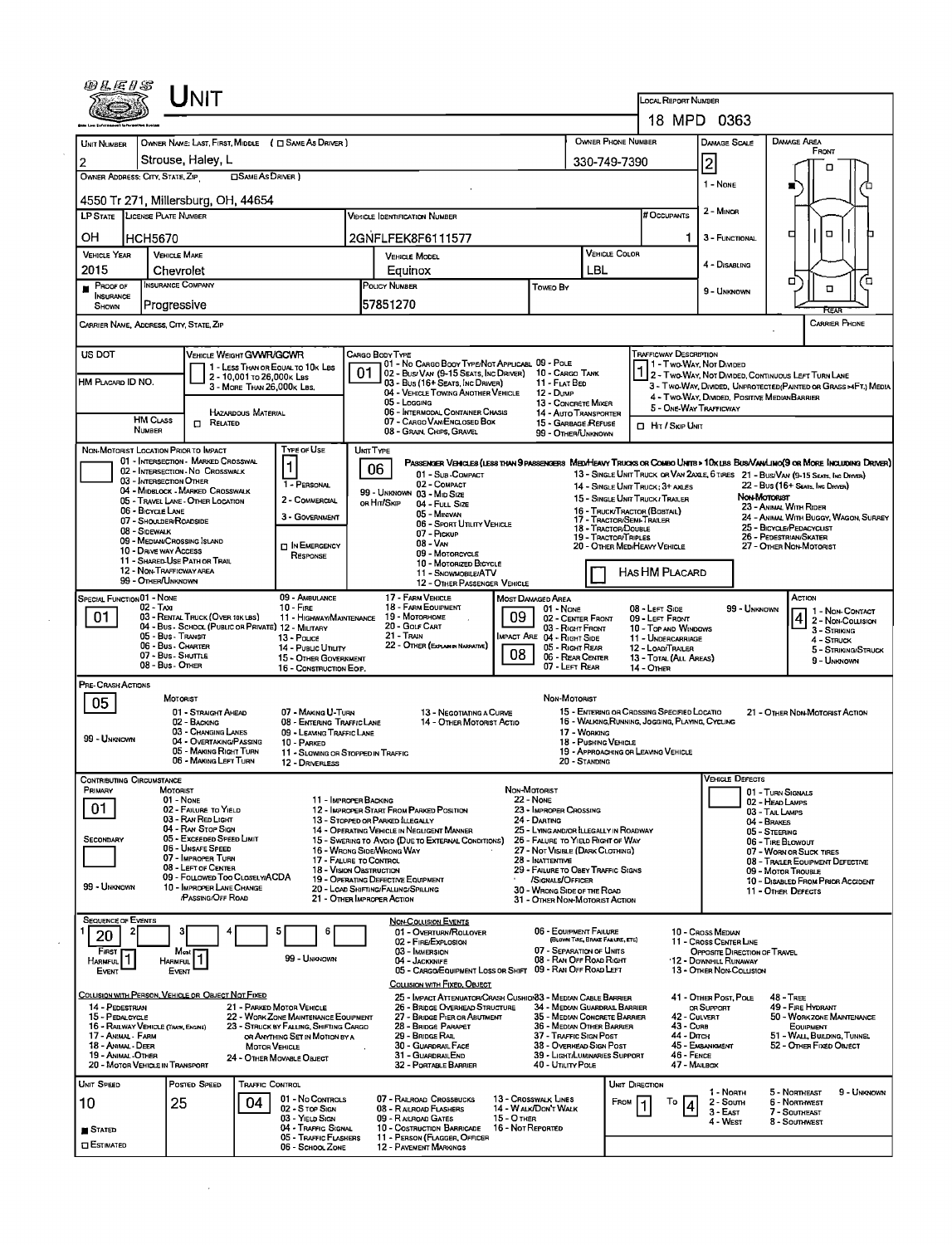# Unit

**Local Report Number:** 18 MPD 0363

| Unit Number | Owner Name: Last, First, Middle (☐ Same As Driver) | Owner Phone Number | Damage Scale | Damage Area |
|---|---|---|---|---|
| 2 | Strouse, Haley, L | 330-749-7390 | 2 | |

**Owner Address: City, State, Zip** (☐ Same As Driver): 4550 Tr 271, Millersburg, OH, 44654

Damage Scale: 1 - None; 2 - Minor; 3 - Functional; 4 - Disabling; 9 - Unknown

| LP State | License Plate Number | Vehicle Identification Number | # Occupants |
|---|---|---|---|
| OH | HCH5670 | 2GNFLFEK8F6111577 | 1 |

| Vehicle Year | Vehicle Make | Vehicle Model | Vehicle Color |
|---|---|---|---|
| 2015 | Chevrolet | Equinox | LBL |

| Proof of Insurance Shown | Insurance Company | Policy Number | Towed By |
|---|---|---|---|
| ■ | Progressive | 57851270 | |

**Carrier Name, Address, City, State, Zip:**

**Carrier Phone:**

**US DOT:**

**HM Placard ID No.:**

**HM Class Number:**

**Hazardous Material:** ☐ Related

**Vehicle Weight GVWR/GCWR:** 1 - Less Than or Equal to 10k Lbs; 2 - 10,001 to 26,000k Lbs; 3 - More Than 26,000k Lbs.

**Cargo Body Type:** 01
01 - No Cargo Body Type/Not Applicabl; 02 - Bus/Van (9-15 Seats, Inc Driver); 03 - Bus (16+ Seats, Inc Driver); 04 - Vehicle Towing Another Vehicle; 05 - Logging; 06 - Intermodal Container Chasis; 07 - Cargo Van/Enclosed Box; 08 - Grain, Chips, Gravel; 09 - Pole; 10 - Cargo Tank; 11 - Flat Bed; 12 - Dump; 13 - Concrete Mixer; 14 - Auto Transporter; 15 - Garbage/Refuse; 99 - Other/Unknown

**Trafficway Description:** 1
1 - Two-Way, Not Divided; 2 - Two-Way, Not Divided, Continuous Left Turn Lane; 3 - Two-Way, Divided, Unprotected (Painted or Grass >4Ft.) Media; 4 - Two-Way, Divided, Positive Median Barrier; 5 - One-Way Trafficway
☐ Hit / Skip Unit

**Non-Motorist Location Prior to Impact:**
01 - Intersection - Marked Crosswal; 02 - Intersection - No Crosswalk; 03 - Intersection Other; 04 - Midblock - Marked Crosswalk; 05 - Travel Lane - Other Location; 06 - Bicycle Lane; 07 - Shoulder/Roadside; 08 - Sidewalk; 09 - Median/Crossing Island; 10 - Drive Way Access; 11 - Shared-Use Path or Trail; 12 - Non-Trafficway Area; 99 - Other/Unknown

**Type of Use:** 1
1 - Personal; 2 - Commercial; 3 - Government; ☐ In Emergency Response

**Unit Type:** 06
Passenger Vehicles (less than 9 passengers): 01 - Sub-Compact; 02 - Compact; 99 - Unknown 03 - Mid Size; or Hit/Skip 04 - Full Size; 05 - Minivan; 06 - Sport Utility Vehicle; 07 - Pickup; 08 - Van; 09 - Motorcycle; 10 - Motorized Bicycle; 11 - Snowmobile/ATV; 12 - Other Passenger Vehicle
Med/Heavy Trucks or Combo Units > 10k lbs Bus/Van/Limo (9 or More Including Driver): 13 - Single Unit Truck or Van 2axle, 6 Tires; 14 - Single Unit Truck: 3+ Axles; 15 - Single Unit Truck / Trailer; 16 - Truck/Tractor (Bobtail); 17 - Tractor/Semi-Trailer; 18 - Tractor/Double; 19 - Tractor/Triples; 20 - Other Med/Heavy Vehicle; 21 - Bus/Van (9-15 Seats, Inc Driver); 22 - Bus (16+ Seats, Inc Driver)
Non-Motorist: 23 - Animal With Rider; 24 - Animal With Buggy, Wagon, Surrey; 25 - Bicycle/Pedacyclist; 26 - Pedestrian/Skater; 27 - Other Non-Motorist
☐ Has HM Placard

**Special Function:** 01
01 - None; 02 - Taxi; 03 - Rental Truck (Over 10k lbs); 04 - Bus - School (Public or Private); 05 - Bus - Transit; 06 - Bus - Charter; 07 - Bus - Shuttle; 08 - Bus - Other; 09 - Ambulance; 10 - Fire; 11 - Highway/Maintenance; 12 - Military; 13 - Police; 14 - Public Utility; 15 - Other Government; 16 - Construction Eqip.; 17 - Farm Vehicle; 18 - Farm Equipment; 19 - Motorhome; 20 - Golf Cart; 21 - Train; 22 - Other (Explain in Narrative)

**Most Damaged Area:** 09
**Impact Are:** 08
01 - None; 02 - Center Front; 03 - Right Front; 04 - Right Side; 05 - Right Rear; 06 - Rear Center; 07 - Left Rear; 08 - Left Side; 09 - Left Front; 10 - Top and Windows; 11 - Undercarriage; 12 - Load/Trailer; 13 - Total (All Areas); 14 - Other; 99 - Unknown

**Action:** 4
1 - Non-Contact; 2 - Non-Collision; 3 - Striking; 4 - Struck; 5 - Striking/Struck; 9 - Unknown

**Pre-Crash Actions:** 05
Motorist: 01 - Straight Ahead; 02 - Backing; 03 - Changing Lanes; 04 - Overtaking/Passing; 05 - Making Right Turn; 06 - Making Left Turn; 07 - Making U-Turn; 08 - Entering Traffic Lane; 09 - Leaving Traffic Lane; 10 - Parked; 11 - Slowing or Stopped in Traffic; 12 - Driverless; 13 - Negotiating a Curve; 14 - Other Motorist Actio; 99 - Unknown
Non-Motorist: 15 - Entering or Crossing Specified Locatio; 16 - Walking, Running, Jogging, Playing, Cycling; 17 - Working; 18 - Pushing Vehicle; 19 - Approaching or Leaving Vehicle; 20 - Standing; 21 - Other Non-Motorist Action

**Contributing Circumstance:**
Primary: 01
Secondary:
Motorist: 01 - None; 02 - Failure to Yield; 03 - Ran Red Light; 04 - Ran Stop Sign; 05 - Exceeded Speed Limit; 06 - Unsafe Speed; 07 - Improper Turn; 08 - Left of Center; 09 - Followed Too Closely/ACDA; 10 - Improper Lane Change /Passing/Off Road; 11 - Improper Backing; 12 - Improper Start From Parked Position; 13 - Stopped or Parked Illegally; 14 - Operating Vehicle in Negligent Manner; 15 - Swering to Avoid (Due to External Conditions); 16 - Wrong Side/Wrong Way; 17 - Failure to Control; 18 - Vision Obstruction; 19 - Operating Defective Equipment; 20 - Load Shifting/Falling/Spilling; 21 - Other Improper Action; 99 - Unknown
Non-Motorist: 22 - None; 23 - Improper Crossing; 24 - Darting; 25 - Lying and/or Illegally in Roadway; 26 - Failure to Yield Right of Way; 27 - Not Visible (Dark Clothing); 28 - Inattentive; 29 - Failure to Obey Traffic Signs /Signals/Officer; 30 - Wrong Side of the Road; 31 - Other Non-Motorist Action

**Vehicle Defects:** 01 - Turn Signals; 02 - Head Lamps; 03 - Tail Lamps; 04 - Brakes; 05 - Steering; 06 - Tire Blowout; 07 - Worn or Slick Tires; 08 - Trailer Equipment Defective; 09 - Motor Trouble; 10 - Disabled From Prior Accident; 11 - Other Defects

**Sequence of Events:** 1: 20; 2: ; 3: ; 4: ; 5: ; 6:
First Harmful Event: 1; Most Harmful Event: 1
99 - Unknown
Non-Collision Events: 01 - Overturn/Rollover; 02 - Fire/Explosion; 03 - Immersion; 04 - Jackknife; 05 - Cargo/Equipment Loss or Shift; 06 - Equipment Failure (Blown Tire, Brake Failure, etc); 07 - Separation of Units; 08 - Ran Off Road Right; 09 - Ran Off Road Left; 10 - Cross Median; 11 - Cross Center Line Opposite Direction of Travel; 12 - Downhill Runaway; 13 - Other Non-Collision
Collision with Person, Vehicle or Object Not Fixed: 14 - Pedestrian; 15 - Pedalcycle; 16 - Railway Vehicle (Train, Engine); 17 - Animal - Farm; 18 - Animal - Deer; 19 - Animal - Other; 20 - Motor Vehicle in Transport; 21 - Parked Motor Vehicle; 22 - Work Zone Maintenance Equipment; 23 - Struck by Falling, Shifting Cargo or Anything Set in Motion by a Motor Vehicle; 24 - Other Movable Object
Collision with Fixed, Object: 25 - Impact Attenuator/Crash Cushion; 26 - Bridge Overhead Structure; 27 - Bridge Pier or Abutment; 28 - Bridge Parapet; 29 - Bridge Rail; 30 - Guardrail Face; 31 - Guardrail End; 32 - Portable Barrier; 33 - Median Cable Barrier; 34 - Median Guardrail Barrier; 35 - Median Concrete Barrier; 36 - Median Other Barrier; 37 - Traffic Sign Post; 38 - Overhead Sign Post; 39 - Light/Luminaries Support; 40 - Utility Pole; 41 - Other Post, Pole or Support; 42 - Culvert; 43 - Curb; 44 - Ditch; 45 - Embankment; 46 - Fence; 47 - Mailbox; 48 - Tree; 49 - Fire Hydrant; 50 - Workzone Maintenance Equipment; 51 - Wall, Building, Tunnel; 52 - Other Fixed Object

| Unit Speed | Posted Speed | Traffic Control | Unit Direction |
|---|---|---|---|
| 10 | 25 | 04 | From 1 To 4 |

■ Stated ☐ Estimated

Traffic Control: 01 - No Controls; 02 - Stop Sign; 03 - Yield Sign; 04 - Traffic Signal; 05 - Traffic Flashers; 06 - School Zone; 07 - Railroad Crossbucks; 08 - Railroad Flashers; 09 - Railroad Gates; 10 - Costruction Barricade; 11 - Person (Flagger, Officer); 12 - Pavement Markings; 13 - Crosswalk Lines; 14 - Walk/Don't Walk; 15 - Other; 16 - Not Reported

Unit Direction: 1 - North; 2 - South; 3 - East; 4 - West; 5 - Northeast; 6 - Northwest; 7 - Southeast; 8 - Southwest; 9 - Unknown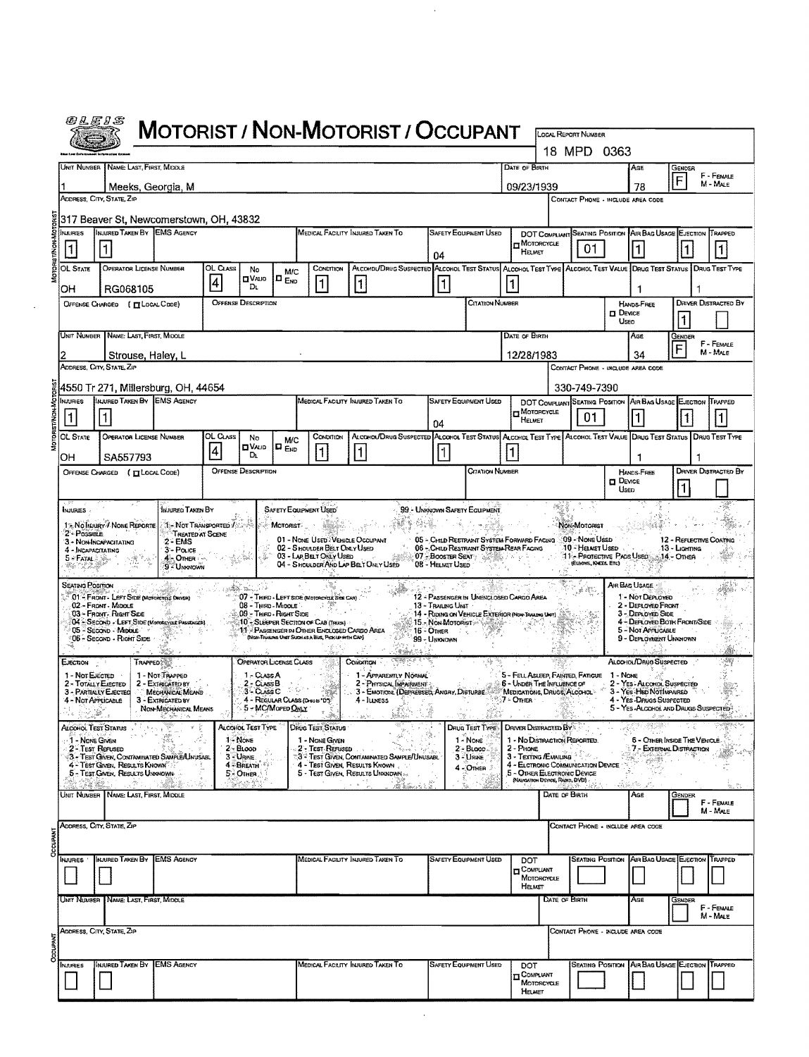# MOTORIST / NON-MOTORIST / OCCUPANT

OLEIS

LOCAL REPORT NUMBER: 18 MPD 0363

## MOTORIST/NON-MOTORIST

| UNIT NUMBER | NAME: LAST, FIRST, MIDDLE | DATE OF BIRTH | AGE | GENDER (F - FEMALE, M - MALE) |
|---|---|---|---|---|
| 1 | Meeks, Georgia, M | 09/23/1939 | 78 | F |

| ADDRESS, CITY, STATE, ZIP | CONTACT PHONE - INCLUDE AREA CODE |
|---|---|
| 317 Beaver St, Newcomerstown, OH, 43832 | |

| INJURIES | INJURED TAKEN BY | EMS AGENCY | MEDICAL FACILITY INJURED TAKEN TO | SAFETY EQUIPMENT USED | DOT COMPLIANT MOTORCYCLE HELMET | SEATING POSITION | AIR BAG USAGE | EJECTION | TRAPPED |
|---|---|---|---|---|---|---|---|---|---|
| 1 | 1 | | | 04 | | 01 | 1 | 1 | 1 |

| OL STATE | OPERATOR LICENSE NUMBER | OL CLASS | NO VALID DL | M/C END | CONDITION | ALCOHOL/DRUG SUSPECTED | ALCOHOL TEST STATUS | ALCOHOL TEST TYPE | ALCOHOL TEST VALUE | DRUG TEST STATUS | DRUG TEST TYPE |
|---|---|---|---|---|---|---|---|---|---|---|---|
| OH | RG068105 | 4 | | | 1 | 1 | 1 | 1 | | 1 | 1 |

| OFFENSE CHARGED ( LOCAL CODE) | OFFENSE DESCRIPTION | CITATION NUMBER | HANDS-FREE DEVICE USED | DRIVER DISTRACTED BY |
|---|---|---|---|---|
| | | | | 1 |

| UNIT NUMBER | NAME: LAST, FIRST, MIDDLE | DATE OF BIRTH | AGE | GENDER (F - FEMALE, M - MALE) |
|---|---|---|---|---|
| 2 | Strouse, Haley, L | 12/28/1983 | 34 | F |

| ADDRESS, CITY, STATE, ZIP | CONTACT PHONE - INCLUDE AREA CODE |
|---|---|
| 4550 Tr 271, Millersburg, OH, 44654 | 330-749-7390 |

| INJURIES | INJURED TAKEN BY | EMS AGENCY | MEDICAL FACILITY INJURED TAKEN TO | SAFETY EQUIPMENT USED | DOT COMPLIANT MOTORCYCLE HELMET | SEATING POSITION | AIR BAG USAGE | EJECTION | TRAPPED |
|---|---|---|---|---|---|---|---|---|---|
| 1 | 1 | | | 04 | | 01 | 1 | 1 | 1 |

| OL STATE | OPERATOR LICENSE NUMBER | OL CLASS | NO VALID DL | M/C END | CONDITION | ALCOHOL/DRUG SUSPECTED | ALCOHOL TEST STATUS | ALCOHOL TEST TYPE | ALCOHOL TEST VALUE | DRUG TEST STATUS | DRUG TEST TYPE |
|---|---|---|---|---|---|---|---|---|---|---|---|
| OH | SA557793 | 4 | | | 1 | 1 | 1 | 1 | | 1 | 1 |

| OFFENSE CHARGED ( LOCAL CODE) | OFFENSE DESCRIPTION | CITATION NUMBER | HANDS-FREE DEVICE USED | DRIVER DISTRACTED BY |
|---|---|---|---|---|
| | | | | 1 |

## Codes

**INJURIES:** 1 - No Injury / None Reported; 2 - Possible; 3 - Non-Incapacitating; 4 - Incapacitating; 5 - Fatal

**INJURED TAKEN BY:** 1 - Not Transported / Treated at Scene; 2 - EMS; 3 - Police; 4 - Other; 9 - Unknown

**SAFETY EQUIPMENT USED:** 99 - Unknown Safety Equipment
- Motorist: 01 - None Used - Vehicle Occupant; 02 - Shoulder Belt Only Used; 03 - Lap Belt Only Used; 04 - Shoulder and Lap Belt Only Used; 05 - Child Restraint System Forward Facing; 06 - Child Restraint System-Rear Facing; 07 - Booster Seat; 08 - Helmet Used
- Non-Motorist: 09 - None Used; 10 - Helmet Used; 11 - Protective Pads Used (Elbows, Knees, Etc); 12 - Reflective Coating; 13 - Lighting; 14 - Other

**SEATING POSITION:** 01 - Front - Left Side (Motorcycle Driver); 02 - Front - Middle; 03 - Front - Right Side; 04 - Second - Left Side (Motorcycle Passenger); 05 - Second - Middle; 06 - Second - Right Side; 07 - Third - Left Side (Motorcycle Side Car); 08 - Third - Middle; 09 - Third - Right Side; 10 - Sleeper Section of Cab (Truck); 11 - Passenger in Other Enclosed Cargo Area (Non-Trailing Unit Such as a Bus, Pick-up with Cap); 12 - Passenger in Unenclosed Cargo Area; 13 - Trailing Unit; 14 - Riding on Vehicle Exterior (Non-Trailing Unit); 15 - Non Motorist; 16 - Other; 99 - Unknown

**AIR BAG USAGE:** 1 - Not Deployed; 2 - Deployed Front; 3 - Deployed Side; 4 - Deployed Both Front/Side; 5 - Not Applicable; 9 - Deployment Unknown

**EJECTION:** 1 - Not Ejected; 2 - Totally Ejected; 3 - Partially Ejected; 4 - Not Applicable

**TRAPPED:** 1 - Not Trapped; 2 - Extricated by Mechanical Means; 3 - Extricated by Non-Mechanical Means

**OPERATOR LICENSE CLASS:** 1 - Class A; 2 - Class B; 3 - Class C; 4 - Regular Class (Ohio is "D"); 5 - M/C/Moped Only

**CONDITION:** 1 - Apparently Normal; 2 - Physical Impairment; 3 - Emotional (Depressed, Angry, Disturbed); 4 - Illness; 5 - Fell Asleep, Fainted, Fatigue; 6 - Under the Influence of Medications, Drugs, Alcohol; 7 - Other

**ALCOHOL/DRUG SUSPECTED:** 1 - None; 2 - Yes - Alcohol Suspected; 3 - Yes - HBD Not Impaired; 4 - Yes - Drugs Suspected; 5 - Yes - Alcohol and Drugs Suspected

**ALCOHOL TEST STATUS:** 1 - None Given; 2 - Test Refused; 3 - Test Given, Contaminated Sample/Unusabl; 4 - Test Given, Results Known; 5 - Test Given, Results Unknown

**ALCOHOL TEST TYPE:** 1 - None; 2 - Blood; 3 - Urine; 4 - Breath; 5 - Other

**DRUG TEST STATUS:** 1 - None Given; 2 - Test Refused; 3 - Test Given, Contaminated Sample/Unusabl; 4 - Test Given, Results Known; 5 - Test Given, Results Unknown

**DRUG TEST TYPE:** 1 - None; 2 - Blood; 3 - Urine; 4 - Other

**DRIVER DISTRACTED BY:** 1 - No Distraction Reported; 2 - Phone; 3 - Texting / Emailing; 4 - Electronic Communication Device; 5 - Other Electronic Device (Navigation Device, Radio, DVD); 6 - Other Inside the Vehicle; 7 - External Distraction

## OCCUPANT

| UNIT NUMBER | NAME: LAST, FIRST, MIDDLE | DATE OF BIRTH | AGE | GENDER (F - FEMALE, M - MALE) |
|---|---|---|---|---|
| | | | | |

| ADDRESS, CITY, STATE, ZIP | CONTACT PHONE - INCLUDE AREA CODE |
|---|---|
| | |

| INJURIES | INJURED TAKEN BY | EMS AGENCY | MEDICAL FACILITY INJURED TAKEN TO | SAFETY EQUIPMENT USED | DOT COMPLIANT MOTORCYCLE HELMET | SEATING POSITION | AIR BAG USAGE | EJECTION | TRAPPED |
|---|---|---|---|---|---|---|---|---|---|
| | | | | | | | | | |

## OCCUPANT

| UNIT NUMBER | NAME: LAST, FIRST, MIDDLE | DATE OF BIRTH | AGE | GENDER (F - FEMALE, M - MALE) |
|---|---|---|---|---|
| | | | | |

| ADDRESS, CITY, STATE, ZIP | CONTACT PHONE - INCLUDE AREA CODE |
|---|---|
| | |

| INJURIES | INJURED TAKEN BY | EMS AGENCY | MEDICAL FACILITY INJURED TAKEN TO | SAFETY EQUIPMENT USED | DOT COMPLIANT MOTORCYCLE HELMET | SEATING POSITION | AIR BAG USAGE | EJECTION | TRAPPED |
|---|---|---|---|---|---|---|---|---|---|
| | | | | | | | | | |